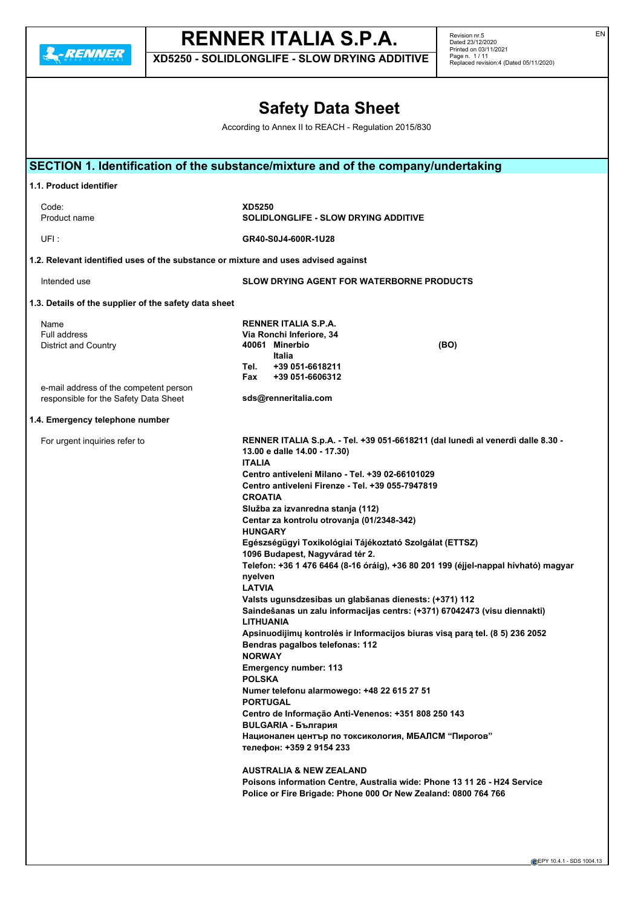# Safety Data Sheet

According to Annex II to REACH - Regulation 2015/830

## SECTION 1. Identification of the substance/mixture and of the company/undertaking

### 1.1. Product identifier

| | |
|---|---|
| Code: | **XD5250** |
| Product name | **SOLIDLONGLIFE - SLOW DRYING ADDITIVE** |
| UFI : | **GR40-S0J4-600R-1U28** |

### 1.2. Relevant identified uses of the substance or mixture and uses advised against

| | |
|---|---|
| Intended use | **SLOW DRYING AGENT FOR WATERBORNE PRODUCTS** |

### 1.3. Details of the supplier of the safety data sheet

| | |
|---|---|
| Name | **RENNER ITALIA S.P.A.** |
| Full address | **Via Ronchi Inferiore, 34** |
| District and Country | **40061 Minerbio (BO)** |
| | **Italia** |
| | **Tel. +39 051-6618211** |
| | **Fax +39 051-6606312** |
| e-mail address of the competent person responsible for the Safety Data Sheet | **sds@renneritalia.com** |

### 1.4. Emergency telephone number

For urgent inquiries refer to

**RENNER ITALIA S.p.A. - Tel. +39 051-6618211 (dal lunedì al venerdì dalle 8.30 - 13.00 e dalle 14.00 - 17.30)**

**ITALIA**
**Centro antiveleni Milano - Tel. +39 02-66101029**
**Centro antiveleni Firenze - Tel. +39 055-7947819**

**CROATIA**
**Služba za izvanredna stanja (112)**
**Centar za kontrolu otrovanja (01/2348-342)**

**HUNGARY**
**Egészségügyi Toxikológiai Tájékoztató Szolgálat (ETTSZ)**
**1096 Budapest, Nagyvárad tér 2.**
**Telefon: +36 1 476 6464 (8-16 óráig), +36 80 201 199 (éjjel-nappal hívható) magyar nyelven**

**LATVIA**
**Valsts ugunsdzesibas un glabšanas dienests: (+371) 112**
**Saindešanas un zalu informacijas centrs: (+371) 67042473 (visu diennakti)**

**LITHUANIA**
**Apsinuodijimų kontrolės ir Informacijos biuras visą parą tel. (8 5) 236 2052**
**Bendras pagalbos telefonas: 112**

**NORWAY**
**Emergency number: 113**

**POLSKA**
**Numer telefonu alarmowego: +48 22 615 27 51**

**PORTUGAL**
**Centro de Informação Anti-Venenos: +351 808 250 143**

**BULGARIA - България**
**Национален център по токсикология, МБАЛСМ "Пирогов"**
**телефон: +359 2 9154 233**

**AUSTRALIA & NEW ZEALAND**
**Poisons information Centre, Australia wide: Phone 13 11 26 - H24 Service**
**Police or Fire Brigade: Phone 000 Or New Zealand: 0800 764 766**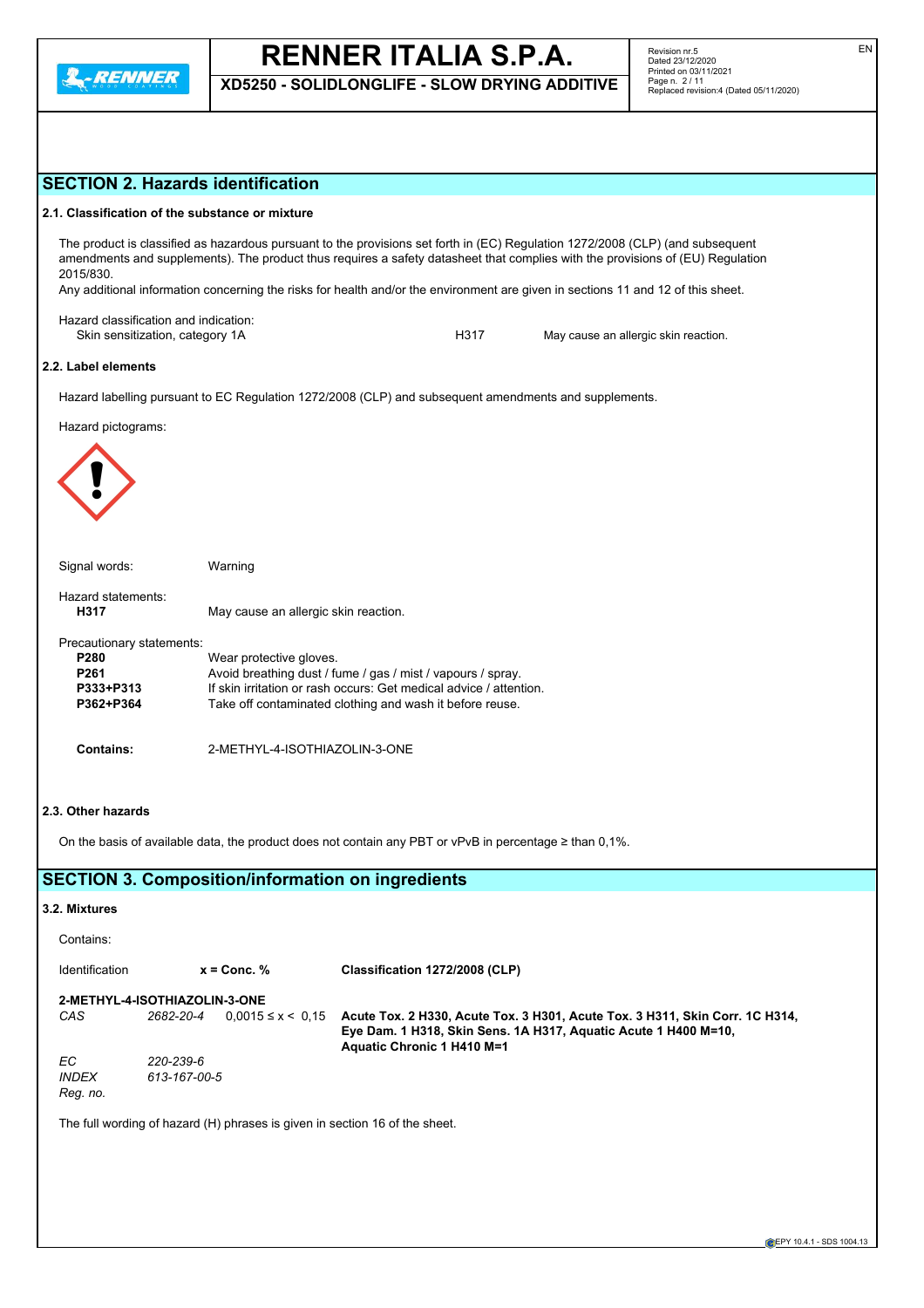## SECTION 2. Hazards identification

### 2.1. Classification of the substance or mixture

The product is classified as hazardous pursuant to the provisions set forth in (EC) Regulation 1272/2008 (CLP) (and subsequent amendments and supplements). The product thus requires a safety datasheet that complies with the provisions of (EU) Regulation 2015/830.

Any additional information concerning the risks for health and/or the environment are given in sections 11 and 12 of this sheet.

Hazard classification and indication:

| | | |
|---|---|---|
| Skin sensitization, category 1A | H317 | May cause an allergic skin reaction. |

### 2.2. Label elements

Hazard labelling pursuant to EC Regulation 1272/2008 (CLP) and subsequent amendments and supplements.

Hazard pictograms:

Signal words: Warning

Hazard statements:

| | |
|---|---|
| **H317** | May cause an allergic skin reaction. |

Precautionary statements:

| | |
|---|---|
| **P280** | Wear protective gloves. |
| **P261** | Avoid breathing dust / fume / gas / mist / vapours / spray. |
| **P333+P313** | If skin irritation or rash occurs: Get medical advice / attention. |
| **P362+P364** | Take off contaminated clothing and wash it before reuse. |

**Contains:** 2-METHYL-4-ISOTHIAZOLIN-3-ONE

### 2.3. Other hazards

On the basis of available data, the product does not contain any PBT or vPvB in percentage ≥ than 0,1%.

## SECTION 3. Composition/information on ingredients

### 3.2. Mixtures

Contains:

| Identification | | x = Conc. % | Classification 1272/2008 (CLP) |
|---|---|---|---|
| **2-METHYL-4-ISOTHIAZOLIN-3-ONE** | | | |
| *CAS* | *2682-20-4* | 0,0015 ≤ x < 0,15 | **Acute Tox. 2 H330, Acute Tox. 3 H301, Acute Tox. 3 H311, Skin Corr. 1C H314, Eye Dam. 1 H318, Skin Sens. 1A H317, Aquatic Acute 1 H400 M=10, Aquatic Chronic 1 H410 M=1** |
| *EC* | *220-239-6* | | |
| *INDEX* | *613-167-00-5* | | |
| *Reg. no.* | | | |

The full wording of hazard (H) phrases is given in section 16 of the sheet.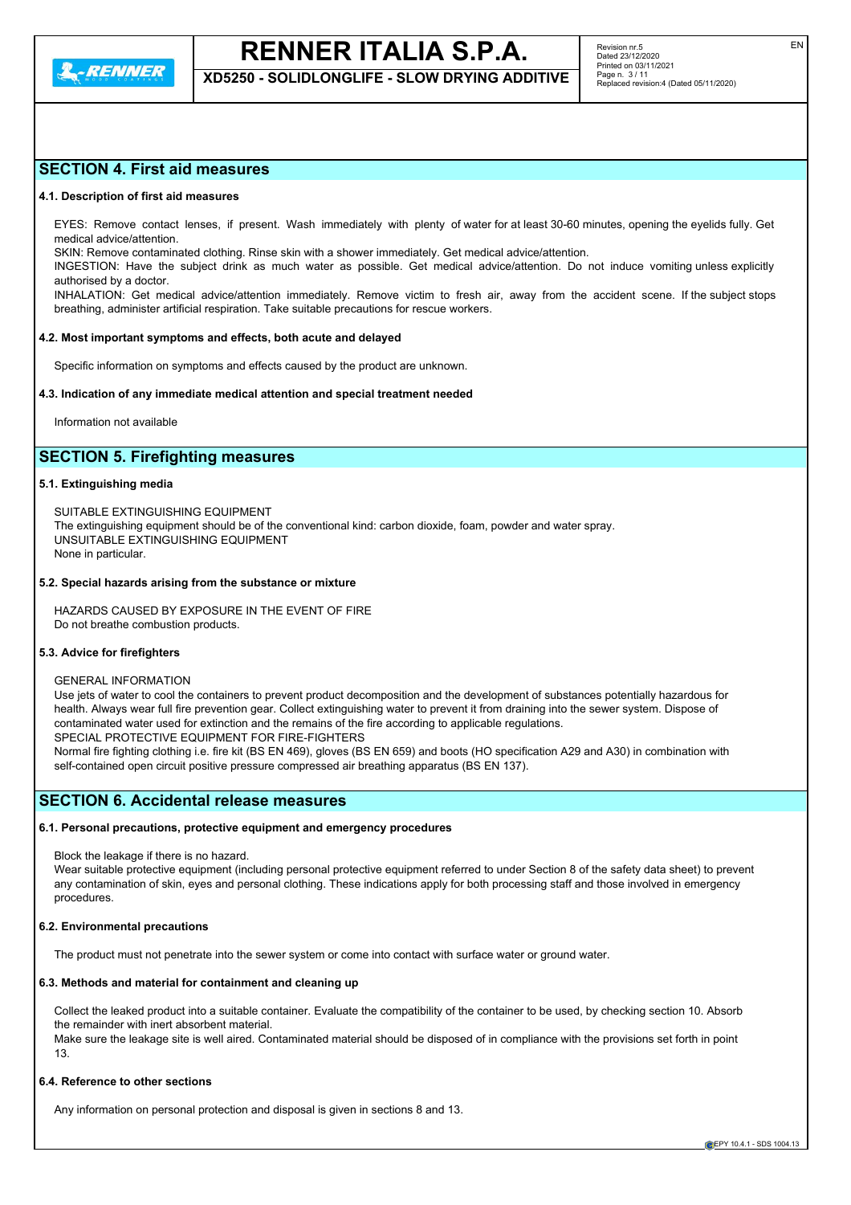## SECTION 4. First aid measures

### 4.1. Description of first aid measures

EYES: Remove contact lenses, if present. Wash immediately with plenty of water for at least 30-60 minutes, opening the eyelids fully. Get medical advice/attention.
SKIN: Remove contaminated clothing. Rinse skin with a shower immediately. Get medical advice/attention.
INGESTION: Have the subject drink as much water as possible. Get medical advice/attention. Do not induce vomiting unless explicitly authorised by a doctor.
INHALATION: Get medical advice/attention immediately. Remove victim to fresh air, away from the accident scene. If the subject stops breathing, administer artificial respiration. Take suitable precautions for rescue workers.

### 4.2. Most important symptoms and effects, both acute and delayed

Specific information on symptoms and effects caused by the product are unknown.

### 4.3. Indication of any immediate medical attention and special treatment needed

Information not available

## SECTION 5. Firefighting measures

### 5.1. Extinguishing media

SUITABLE EXTINGUISHING EQUIPMENT
The extinguishing equipment should be of the conventional kind: carbon dioxide, foam, powder and water spray.
UNSUITABLE EXTINGUISHING EQUIPMENT
None in particular.

### 5.2. Special hazards arising from the substance or mixture

HAZARDS CAUSED BY EXPOSURE IN THE EVENT OF FIRE
Do not breathe combustion products.

### 5.3. Advice for firefighters

GENERAL INFORMATION
Use jets of water to cool the containers to prevent product decomposition and the development of substances potentially hazardous for health. Always wear full fire prevention gear. Collect extinguishing water to prevent it from draining into the sewer system. Dispose of contaminated water used for extinction and the remains of the fire according to applicable regulations.
SPECIAL PROTECTIVE EQUIPMENT FOR FIRE-FIGHTERS
Normal fire fighting clothing i.e. fire kit (BS EN 469), gloves (BS EN 659) and boots (HO specification A29 and A30) in combination with self-contained open circuit positive pressure compressed air breathing apparatus (BS EN 137).

## SECTION 6. Accidental release measures

### 6.1. Personal precautions, protective equipment and emergency procedures

Block the leakage if there is no hazard.
Wear suitable protective equipment (including personal protective equipment referred to under Section 8 of the safety data sheet) to prevent any contamination of skin, eyes and personal clothing. These indications apply for both processing staff and those involved in emergency procedures.

### 6.2. Environmental precautions

The product must not penetrate into the sewer system or come into contact with surface water or ground water.

### 6.3. Methods and material for containment and cleaning up

Collect the leaked product into a suitable container. Evaluate the compatibility of the container to be used, by checking section 10. Absorb the remainder with inert absorbent material.
Make sure the leakage site is well aired. Contaminated material should be disposed of in compliance with the provisions set forth in point 13.

### 6.4. Reference to other sections

Any information on personal protection and disposal is given in sections 8 and 13.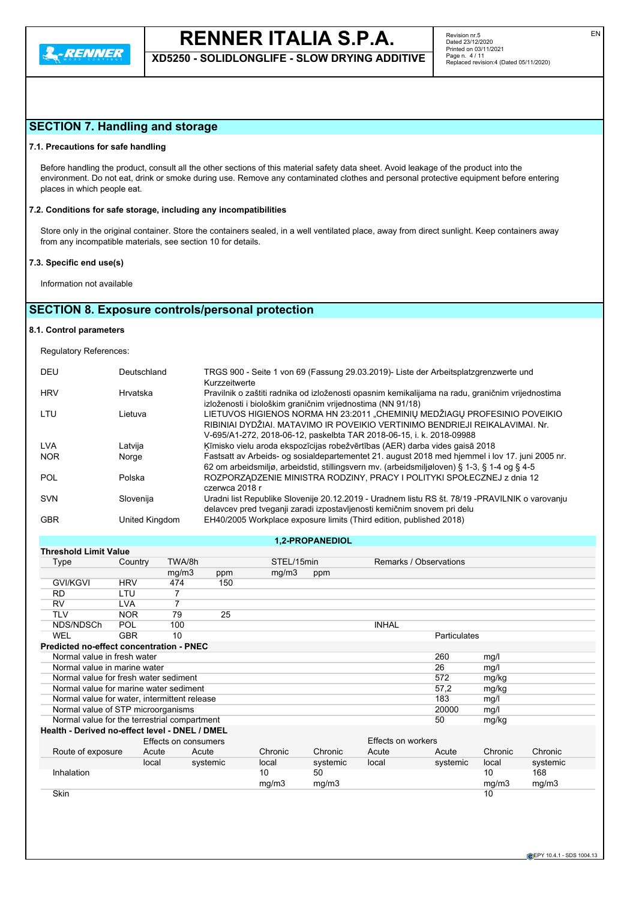## SECTION 7. Handling and storage

### 7.1. Precautions for safe handling

Before handling the product, consult all the other sections of this material safety data sheet. Avoid leakage of the product into the environment. Do not eat, drink or smoke during use. Remove any contaminated clothes and personal protective equipment before entering places in which people eat.

### 7.2. Conditions for safe storage, including any incompatibilities

Store only in the original container. Store the containers sealed, in a well ventilated place, away from direct sunlight. Keep containers away from any incompatible materials, see section 10 for details.

### 7.3. Specific end use(s)

Information not available

## SECTION 8. Exposure controls/personal protection

### 8.1. Control parameters

Regulatory References:

| | | |
|---|---|---|
| DEU | Deutschland | TRGS 900 - Seite 1 von 69 (Fassung 29.03.2019)- Liste der Arbeitsplatzgrenzwerte und Kurzzeitwerte |
| HRV | Hrvatska | Pravilnik o zaštiti radnika od izloženosti opasnim kemikalijama na radu, graničnim vrijednostima izloženosti i biološkim graničnim vrijednostima (NN 91/18) |
| LTU | Lietuva | LIETUVOS HIGIENOS NORMA HN 23:2011 „CHEMINIŲ MEDŽIAGŲ PROFESINIO POVEIKIO RIBINIAI DYDŽIAI. MATAVIMO IR POVEIKIO VERTINIMO BENDRIEJI REIKALAVIMAI. Nr. V-695/A1-272, 2018-06-12, paskelbta TAR 2018-06-15, i. k. 2018-09988 |
| LVA | Latvija | Ķīmisko vielu aroda ekspozīcijas robežvērtības (AER) darba vides gaisā 2018 |
| NOR | Norge | Fastsatt av Arbeids- og sosialdepartementet 21. august 2018 med hjemmel i lov 17. juni 2005 nr. 62 om arbeidsmiljø, arbeidstid, stillingsvern mv. (arbeidsmiljøloven) § 1-3, § 1-4 og § 4-5 |
| POL | Polska | ROZPORZĄDZENIE MINISTRA RODZINY, PRACY I POLITYKI SPOŁECZNEJ z dnia 12 czerwca 2018 r |
| SVN | Slovenija | Uradni list Republike Slovenije 20.12.2019 - Uradnem listu RS št. 78/19 -PRAVILNIK o varovanju delavcev pred tveganji zaradi izpostavljenosti kemičnim snovem pri delu |
| GBR | United Kingdom | EH40/2005 Workplace exposure limits (Third edition, published 2018) |

**1,2-PROPANEDIOL**

**Threshold Limit Value**

| Type | Country | TWA/8h | | STEL/15min | | Remarks / Observations | |
|---|---|---|---|---|---|---|---|
| | | mg/m3 | ppm | mg/m3 | ppm | | |
| GVI/KGVI | HRV | 474 | 150 | | | | |
| RD | LTU | 7 | | | | | |
| RV | LVA | 7 | | | | | |
| TLV | NOR | 79 | 25 | | | | |
| NDS/NDSCh | POL | 100 | | | | INHAL | |
| WEL | GBR | 10 | | | | | Particulates |

**Predicted no-effect concentration - PNEC**

| | | |
|---|---|---|
| Normal value in fresh water | 260 | mg/l |
| Normal value in marine water | 26 | mg/l |
| Normal value for fresh water sediment | 572 | mg/kg |
| Normal value for marine water sediment | 57,2 | mg/kg |
| Normal value for water, intermittent release | 183 | mg/l |
| Normal value of STP microorganisms | 20000 | mg/l |
| Normal value for the terrestrial compartment | 50 | mg/kg |

**Health - Derived no-effect level - DNEL / DMEL**

| | Effects on consumers | | | | Effects on workers | | | |
|---|---|---|---|---|---|---|---|---|
| Route of exposure | Acute local | Acute systemic | Chronic local | Chronic systemic | Acute local | Acute systemic | Chronic local | Chronic systemic |
| Inhalation | | | 10 mg/m3 | 50 mg/m3 | | | 10 mg/m3 | 168 mg/m3 |
| Skin | | | | | | | 10 | |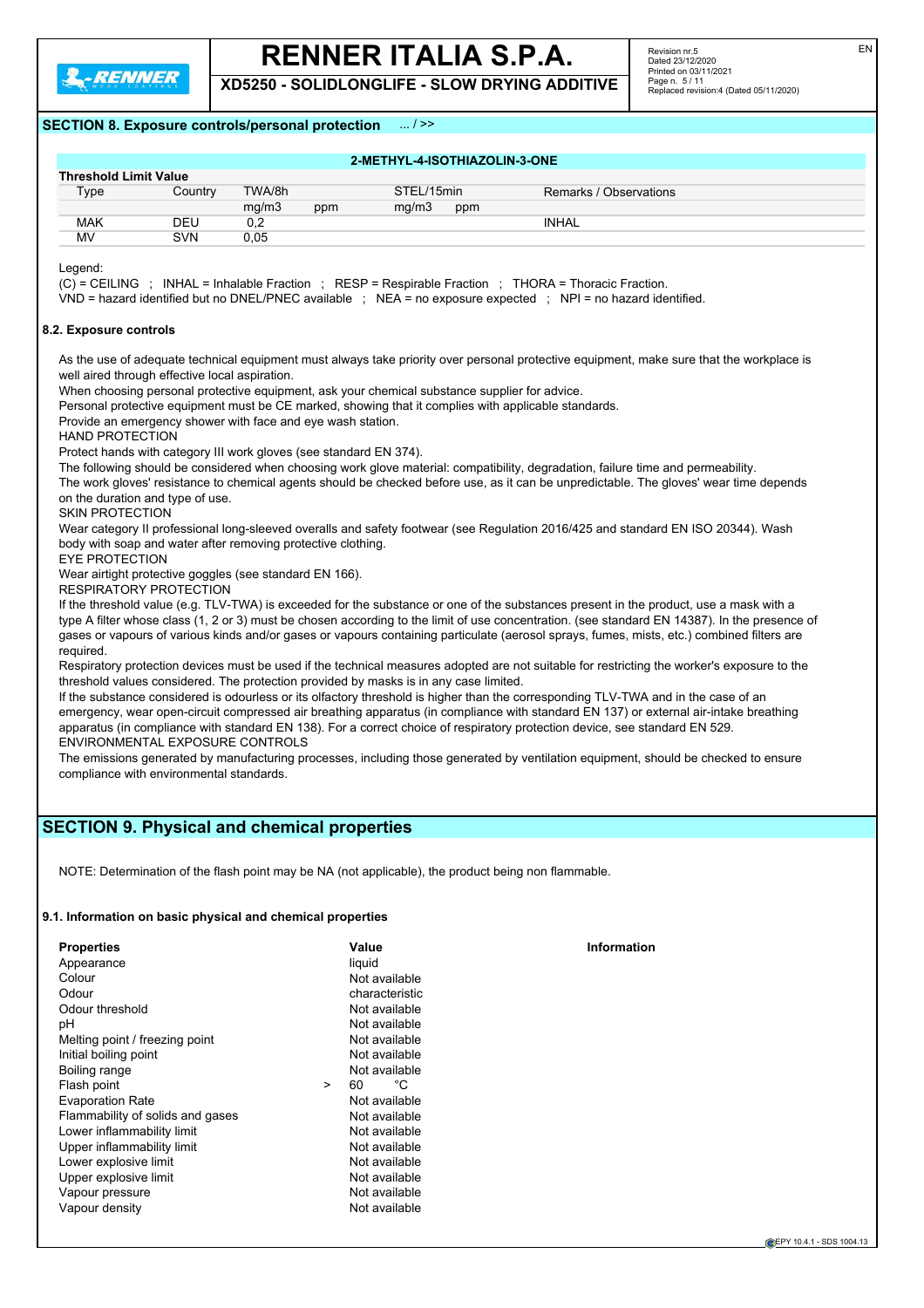## SECTION 8. Exposure controls/personal protection ... / >>

| 2-METHYL-4-ISOTHIAZOLIN-3-ONE | | | | | | |
|---|---|---|---|---|---|---|
| **Threshold Limit Value** | | | | | | |
| Type | Country | TWA/8h | | STEL/15min | | Remarks / Observations |
| | | mg/m3 | ppm | mg/m3 | ppm | |
| MAK | DEU | 0,2 | | | | INHAL |
| MV | SVN | 0,05 | | | | |

Legend:
(C) = CEILING ; INHAL = Inhalable Fraction ; RESP = Respirable Fraction ; THORA = Thoracic Fraction.
VND = hazard identified but no DNEL/PNEC available ; NEA = no exposure expected ; NPI = no hazard identified.

#### 8.2. Exposure controls

As the use of adequate technical equipment must always take priority over personal protective equipment, make sure that the workplace is well aired through effective local aspiration.
When choosing personal protective equipment, ask your chemical substance supplier for advice.
Personal protective equipment must be CE marked, showing that it complies with applicable standards.
Provide an emergency shower with face and eye wash station.
HAND PROTECTION
Protect hands with category III work gloves (see standard EN 374).
The following should be considered when choosing work glove material: compatibility, degradation, failure time and permeability.
The work gloves' resistance to chemical agents should be checked before use, as it can be unpredictable. The gloves' wear time depends on the duration and type of use.
SKIN PROTECTION
Wear category II professional long-sleeved overalls and safety footwear (see Regulation 2016/425 and standard EN ISO 20344). Wash body with soap and water after removing protective clothing.
EYE PROTECTION
Wear airtight protective goggles (see standard EN 166).
RESPIRATORY PROTECTION
If the threshold value (e.g. TLV-TWA) is exceeded for the substance or one of the substances present in the product, use a mask with a type A filter whose class (1, 2 or 3) must be chosen according to the limit of use concentration. (see standard EN 14387). In the presence of gases or vapours of various kinds and/or gases or vapours containing particulate (aerosol sprays, fumes, mists, etc.) combined filters are required.
Respiratory protection devices must be used if the technical measures adopted are not suitable for restricting the worker's exposure to the threshold values considered. The protection provided by masks is in any case limited.
If the substance considered is odourless or its olfactory threshold is higher than the corresponding TLV-TWA and in the case of an emergency, wear open-circuit compressed air breathing apparatus (in compliance with standard EN 137) or external air-intake breathing apparatus (in compliance with standard EN 138). For a correct choice of respiratory protection device, see standard EN 529.
ENVIRONMENTAL EXPOSURE CONTROLS
The emissions generated by manufacturing processes, including those generated by ventilation equipment, should be checked to ensure compliance with environmental standards.

## SECTION 9. Physical and chemical properties

NOTE: Determination of the flash point may be NA (not applicable), the product being non flammable.

#### 9.1. Information on basic physical and chemical properties

| Properties | Value | Information |
|---|---|---|
| Appearance | liquid | |
| Colour | Not available | |
| Odour | characteristic | |
| Odour threshold | Not available | |
| pH | Not available | |
| Melting point / freezing point | Not available | |
| Initial boiling point | Not available | |
| Boiling range | Not available | |
| Flash point | > 60 °C | |
| Evaporation Rate | Not available | |
| Flammability of solids and gases | Not available | |
| Lower inflammability limit | Not available | |
| Upper inflammability limit | Not available | |
| Lower explosive limit | Not available | |
| Upper explosive limit | Not available | |
| Vapour pressure | Not available | |
| Vapour density | Not available | |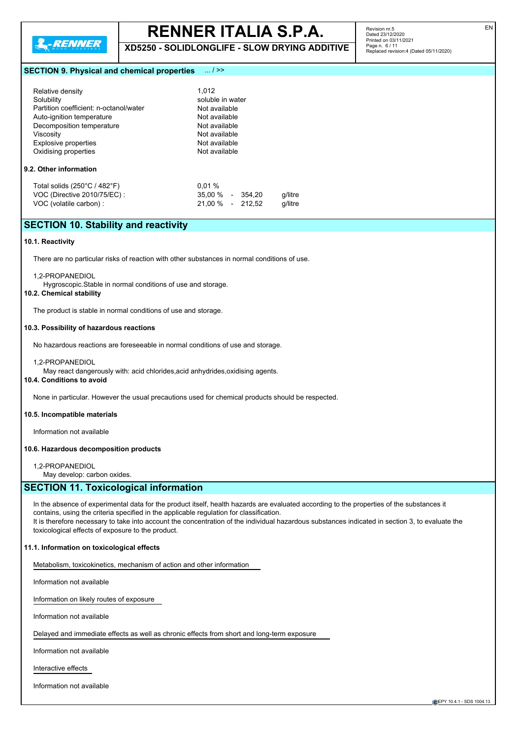## SECTION 9. Physical and chemical properties ... / >>

| | |
|---|---|
| Relative density | 1,012 |
| Solubility | soluble in water |
| Partition coefficient: n-octanol/water | Not available |
| Auto-ignition temperature | Not available |
| Decomposition temperature | Not available |
| Viscosity | Not available |
| Explosive properties | Not available |
| Oxidising properties | Not available |

### 9.2. Other information

| | | |
|---|---|---|
| Total solids (250°C / 482°F) | 0,01 % | |
| VOC (Directive 2010/75/EC) : | 35,00 % - 354,20 | g/litre |
| VOC (volatile carbon) : | 21,00 % - 212,52 | g/litre |

## SECTION 10. Stability and reactivity

### 10.1. Reactivity

There are no particular risks of reaction with other substances in normal conditions of use.

1,2-PROPANEDIOL
Hygroscopic.Stable in normal conditions of use and storage.

### 10.2. Chemical stability

The product is stable in normal conditions of use and storage.

### 10.3. Possibility of hazardous reactions

No hazardous reactions are foreseeable in normal conditions of use and storage.

1,2-PROPANEDIOL
May react dangerously with: acid chlorides,acid anhydrides,oxidising agents.

### 10.4. Conditions to avoid

None in particular. However the usual precautions used for chemical products should be respected.

### 10.5. Incompatible materials

Information not available

### 10.6. Hazardous decomposition products

1,2-PROPANEDIOL
May develop: carbon oxides.

## SECTION 11. Toxicological information

In the absence of experimental data for the product itself, health hazards are evaluated according to the properties of the substances it contains, using the criteria specified in the applicable regulation for classification.
It is therefore necessary to take into account the concentration of the individual hazardous substances indicated in section 3, to evaluate the toxicological effects of exposure to the product.

### 11.1. Information on toxicological effects

Metabolism, toxicokinetics, mechanism of action and other information

Information not available

Information on likely routes of exposure

Information not available

Delayed and immediate effects as well as chronic effects from short and long-term exposure

Information not available

Interactive effects

Information not available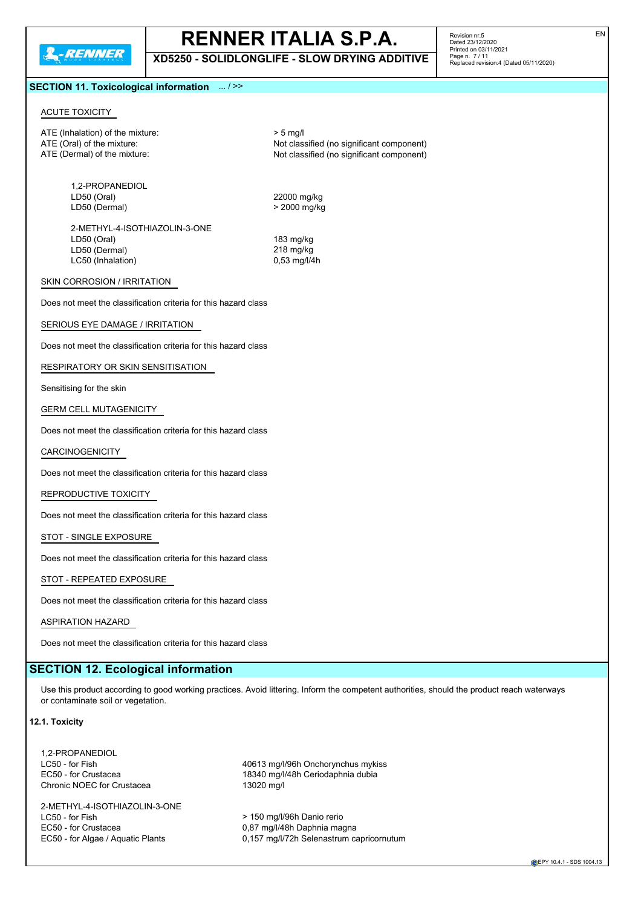## SECTION 11. Toxicological information ... / >>

ACUTE TOXICITY

| | |
|---|---|
| ATE (Inhalation) of the mixture: | > 5 mg/l |
| ATE (Oral) of the mixture: | Not classified (no significant component) |
| ATE (Dermal) of the mixture: | Not classified (no significant component) |

1,2-PROPANEDIOL

| | |
|---|---|
| LD50 (Oral) | 22000 mg/kg |
| LD50 (Dermal) | > 2000 mg/kg |

2-METHYL-4-ISOTHIAZOLIN-3-ONE

| | |
|---|---|
| LD50 (Oral) | 183 mg/kg |
| LD50 (Dermal) | 218 mg/kg |
| LC50 (Inhalation) | 0,53 mg/l/4h |

SKIN CORROSION / IRRITATION

Does not meet the classification criteria for this hazard class

SERIOUS EYE DAMAGE / IRRITATION

Does not meet the classification criteria for this hazard class

RESPIRATORY OR SKIN SENSITISATION

Sensitising for the skin

GERM CELL MUTAGENICITY

Does not meet the classification criteria for this hazard class

CARCINOGENICITY

Does not meet the classification criteria for this hazard class

REPRODUCTIVE TOXICITY

Does not meet the classification criteria for this hazard class

STOT - SINGLE EXPOSURE

Does not meet the classification criteria for this hazard class

STOT - REPEATED EXPOSURE

Does not meet the classification criteria for this hazard class

ASPIRATION HAZARD

Does not meet the classification criteria for this hazard class

## SECTION 12. Ecological information

Use this product according to good working practices. Avoid littering. Inform the competent authorities, should the product reach waterways or contaminate soil or vegetation.

**12.1. Toxicity**

1,2-PROPANEDIOL

| | |
|---|---|
| LC50 - for Fish | 40613 mg/l/96h Onchorynchus mykiss |
| EC50 - for Crustacea | 18340 mg/l/48h Ceriodaphnia dubia |
| Chronic NOEC for Crustacea | 13020 mg/l |

2-METHYL-4-ISOTHIAZOLIN-3-ONE

| | |
|---|---|
| LC50 - for Fish | > 150 mg/l/96h Danio rerio |
| EC50 - for Crustacea | 0,87 mg/l/48h Daphnia magna |
| EC50 - for Algae / Aquatic Plants | 0,157 mg/l/72h Selenastrum capricornutum |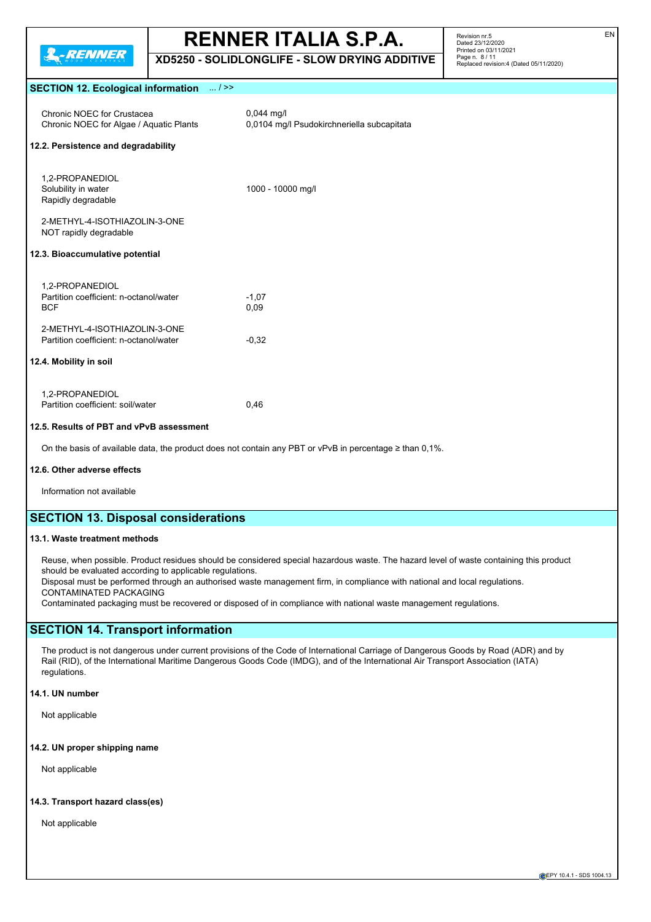## SECTION 12. Ecological information ... / >>

| | |
|---|---|
| Chronic NOEC for Crustacea | 0,044 mg/l |
| Chronic NOEC for Algae / Aquatic Plants | 0,0104 mg/l Psudokirchneriella subcapitata |

### 12.2. Persistence and degradability

| | |
|---|---|
| 1,2-PROPANEDIOL | |
| Solubility in water | 1000 - 10000 mg/l |
| Rapidly degradable | |
| 2-METHYL-4-ISOTHIAZOLIN-3-ONE | |
| NOT rapidly degradable | |

### 12.3. Bioaccumulative potential

| | |
|---|---|
| 1,2-PROPANEDIOL | |
| Partition coefficient: n-octanol/water | -1,07 |
| BCF | 0,09 |
| 2-METHYL-4-ISOTHIAZOLIN-3-ONE | |
| Partition coefficient: n-octanol/water | -0,32 |

### 12.4. Mobility in soil

| | |
|---|---|
| 1,2-PROPANEDIOL | |
| Partition coefficient: soil/water | 0,46 |

### 12.5. Results of PBT and vPvB assessment

On the basis of available data, the product does not contain any PBT or vPvB in percentage ≥ than 0,1%.

### 12.6. Other adverse effects

Information not available

## SECTION 13. Disposal considerations

### 13.1. Waste treatment methods

Reuse, when possible. Product residues should be considered special hazardous waste. The hazard level of waste containing this product should be evaluated according to applicable regulations.
Disposal must be performed through an authorised waste management firm, in compliance with national and local regulations.
CONTAMINATED PACKAGING
Contaminated packaging must be recovered or disposed of in compliance with national waste management regulations.

## SECTION 14. Transport information

The product is not dangerous under current provisions of the Code of International Carriage of Dangerous Goods by Road (ADR) and by Rail (RID), of the International Maritime Dangerous Goods Code (IMDG), and of the International Air Transport Association (IATA) regulations.

### 14.1. UN number

Not applicable

### 14.2. UN proper shipping name

Not applicable

### 14.3. Transport hazard class(es)

Not applicable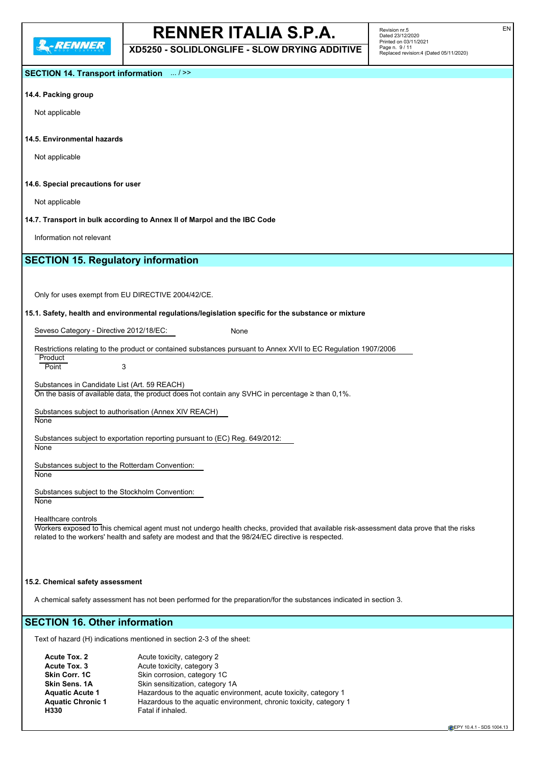## SECTION 14. Transport information ... / >>

### 14.4. Packing group

Not applicable

### 14.5. Environmental hazards

Not applicable

### 14.6. Special precautions for user

Not applicable

### 14.7. Transport in bulk according to Annex II of Marpol and the IBC Code

Information not relevant

## SECTION 15. Regulatory information

Only for uses exempt from EU DIRECTIVE 2004/42/CE.

### 15.1. Safety, health and environmental regulations/legislation specific for the substance or mixture

Seveso Category - Directive 2012/18/EC: None

Restrictions relating to the product or contained substances pursuant to Annex XVII to EC Regulation 1907/2006

Product

Point 3

Substances in Candidate List (Art. 59 REACH)

On the basis of available data, the product does not contain any SVHC in percentage ≥ than 0,1%.

Substances subject to authorisation (Annex XIV REACH)

None

Substances subject to exportation reporting pursuant to (EC) Reg. 649/2012:

None

Substances subject to the Rotterdam Convention:

None

Substances subject to the Stockholm Convention:

None

Healthcare controls

Workers exposed to this chemical agent must not undergo health checks, provided that available risk-assessment data prove that the risks related to the workers' health and safety are modest and that the 98/24/EC directive is respected.

### 15.2. Chemical safety assessment

A chemical safety assessment has not been performed for the preparation/for the substances indicated in section 3.

## SECTION 16. Other information

Text of hazard (H) indications mentioned in section 2-3 of the sheet:

| | |
|---|---|
| **Acute Tox. 2** | Acute toxicity, category 2 |
| **Acute Tox. 3** | Acute toxicity, category 3 |
| **Skin Corr. 1C** | Skin corrosion, category 1C |
| **Skin Sens. 1A** | Skin sensitization, category 1A |
| **Aquatic Acute 1** | Hazardous to the aquatic environment, acute toxicity, category 1 |
| **Aquatic Chronic 1** | Hazardous to the aquatic environment, chronic toxicity, category 1 |
| **H330** | Fatal if inhaled. |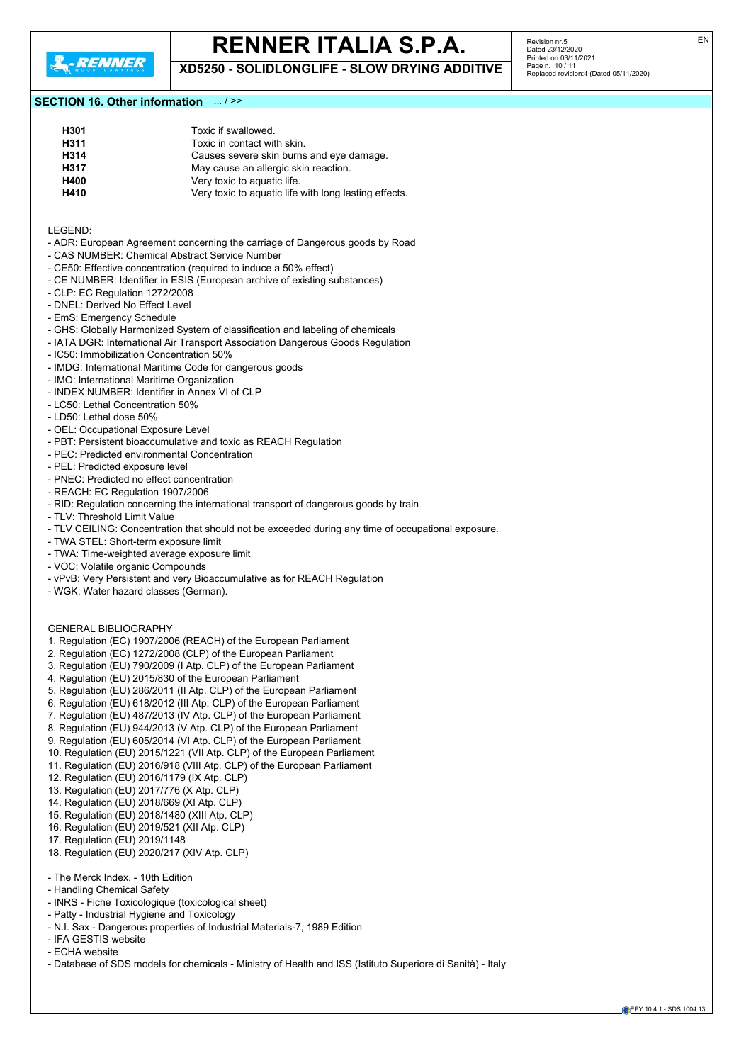## SECTION 16. Other information ... / >>

| | |
|---|---|
| **H301** | Toxic if swallowed. |
| **H311** | Toxic in contact with skin. |
| **H314** | Causes severe skin burns and eye damage. |
| **H317** | May cause an allergic skin reaction. |
| **H400** | Very toxic to aquatic life. |
| **H410** | Very toxic to aquatic life with long lasting effects. |

LEGEND:

- ADR: European Agreement concerning the carriage of Dangerous goods by Road
- CAS NUMBER: Chemical Abstract Service Number
- CE50: Effective concentration (required to induce a 50% effect)
- CE NUMBER: Identifier in ESIS (European archive of existing substances)
- CLP: EC Regulation 1272/2008
- DNEL: Derived No Effect Level
- EmS: Emergency Schedule
- GHS: Globally Harmonized System of classification and labeling of chemicals
- IATA DGR: International Air Transport Association Dangerous Goods Regulation
- IC50: Immobilization Concentration 50%
- IMDG: International Maritime Code for dangerous goods
- IMO: International Maritime Organization
- INDEX NUMBER: Identifier in Annex VI of CLP
- LC50: Lethal Concentration 50%
- LD50: Lethal dose 50%
- OEL: Occupational Exposure Level
- PBT: Persistent bioaccumulative and toxic as REACH Regulation
- PEC: Predicted environmental Concentration
- PEL: Predicted exposure level
- PNEC: Predicted no effect concentration
- REACH: EC Regulation 1907/2006
- RID: Regulation concerning the international transport of dangerous goods by train
- TLV: Threshold Limit Value
- TLV CEILING: Concentration that should not be exceeded during any time of occupational exposure.
- TWA STEL: Short-term exposure limit
- TWA: Time-weighted average exposure limit
- VOC: Volatile organic Compounds
- vPvB: Very Persistent and very Bioaccumulative as for REACH Regulation
- WGK: Water hazard classes (German).

GENERAL BIBLIOGRAPHY

1. Regulation (EC) 1907/2006 (REACH) of the European Parliament
2. Regulation (EC) 1272/2008 (CLP) of the European Parliament
3. Regulation (EU) 790/2009 (I Atp. CLP) of the European Parliament
4. Regulation (EU) 2015/830 of the European Parliament
5. Regulation (EU) 286/2011 (II Atp. CLP) of the European Parliament
6. Regulation (EU) 618/2012 (III Atp. CLP) of the European Parliament
7. Regulation (EU) 487/2013 (IV Atp. CLP) of the European Parliament
8. Regulation (EU) 944/2013 (V Atp. CLP) of the European Parliament
9. Regulation (EU) 605/2014 (VI Atp. CLP) of the European Parliament
10. Regulation (EU) 2015/1221 (VII Atp. CLP) of the European Parliament
11. Regulation (EU) 2016/918 (VIII Atp. CLP) of the European Parliament
12. Regulation (EU) 2016/1179 (IX Atp. CLP)
13. Regulation (EU) 2017/776 (X Atp. CLP)
14. Regulation (EU) 2018/669 (XI Atp. CLP)
15. Regulation (EU) 2018/1480 (XIII Atp. CLP)
16. Regulation (EU) 2019/521 (XII Atp. CLP)
17. Regulation (EU) 2019/1148
18. Regulation (EU) 2020/217 (XIV Atp. CLP)

- The Merck Index. - 10th Edition
- Handling Chemical Safety
- INRS - Fiche Toxicologique (toxicological sheet)
- Patty - Industrial Hygiene and Toxicology
- N.I. Sax - Dangerous properties of Industrial Materials-7, 1989 Edition
- IFA GESTIS website
- ECHA website
- Database of SDS models for chemicals - Ministry of Health and ISS (Istituto Superiore di Sanità) - Italy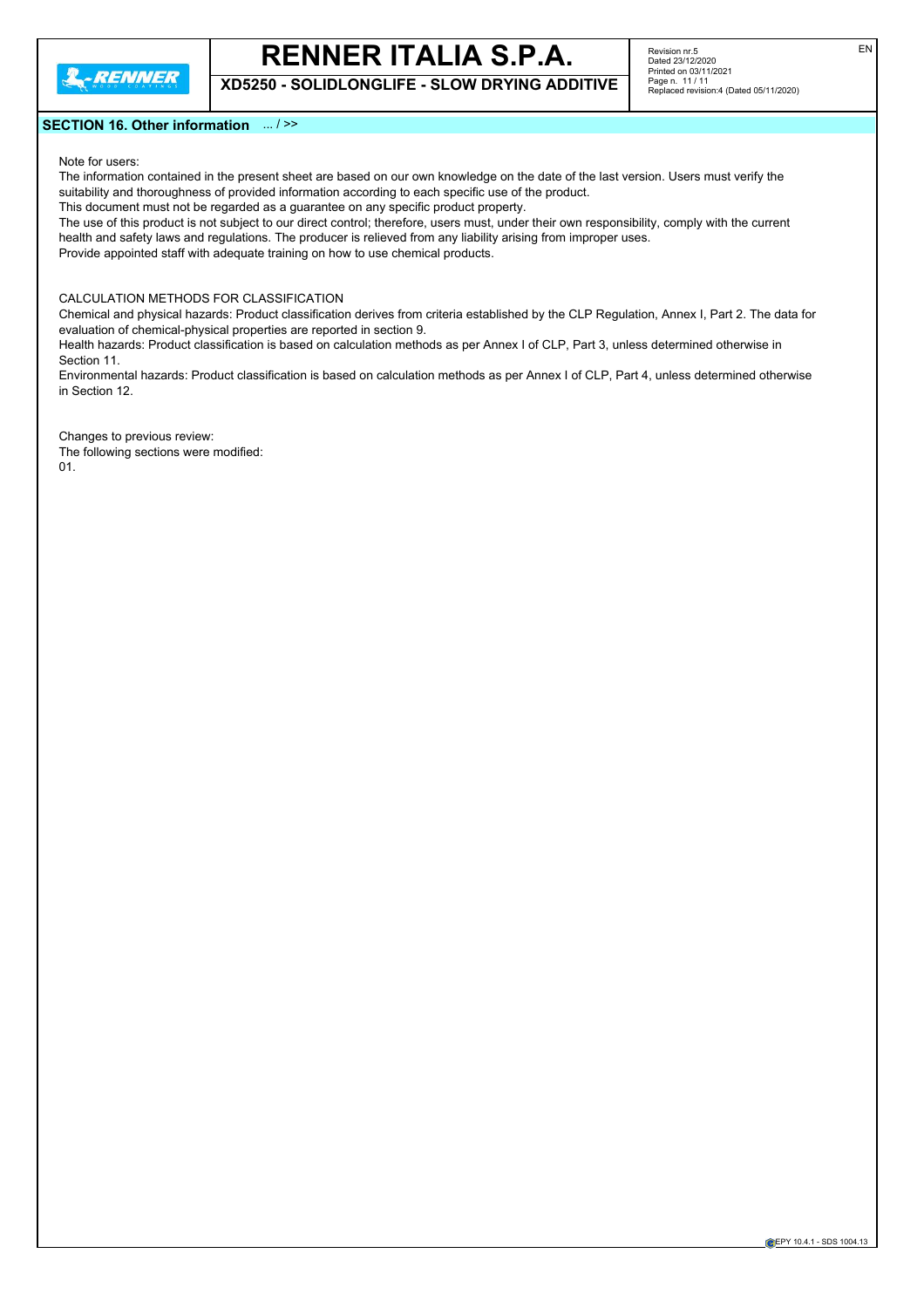## SECTION 16. Other information ... / >>

Note for users:
The information contained in the present sheet are based on our own knowledge on the date of the last version. Users must verify the suitability and thoroughness of provided information according to each specific use of the product.
This document must not be regarded as a guarantee on any specific product property.
The use of this product is not subject to our direct control; therefore, users must, under their own responsibility, comply with the current health and safety laws and regulations. The producer is relieved from any liability arising from improper uses.
Provide appointed staff with adequate training on how to use chemical products.

CALCULATION METHODS FOR CLASSIFICATION
Chemical and physical hazards: Product classification derives from criteria established by the CLP Regulation, Annex I, Part 2. The data for evaluation of chemical-physical properties are reported in section 9.
Health hazards: Product classification is based on calculation methods as per Annex I of CLP, Part 3, unless determined otherwise in Section 11.
Environmental hazards: Product classification is based on calculation methods as per Annex I of CLP, Part 4, unless determined otherwise in Section 12.

Changes to previous review:
The following sections were modified:
01.